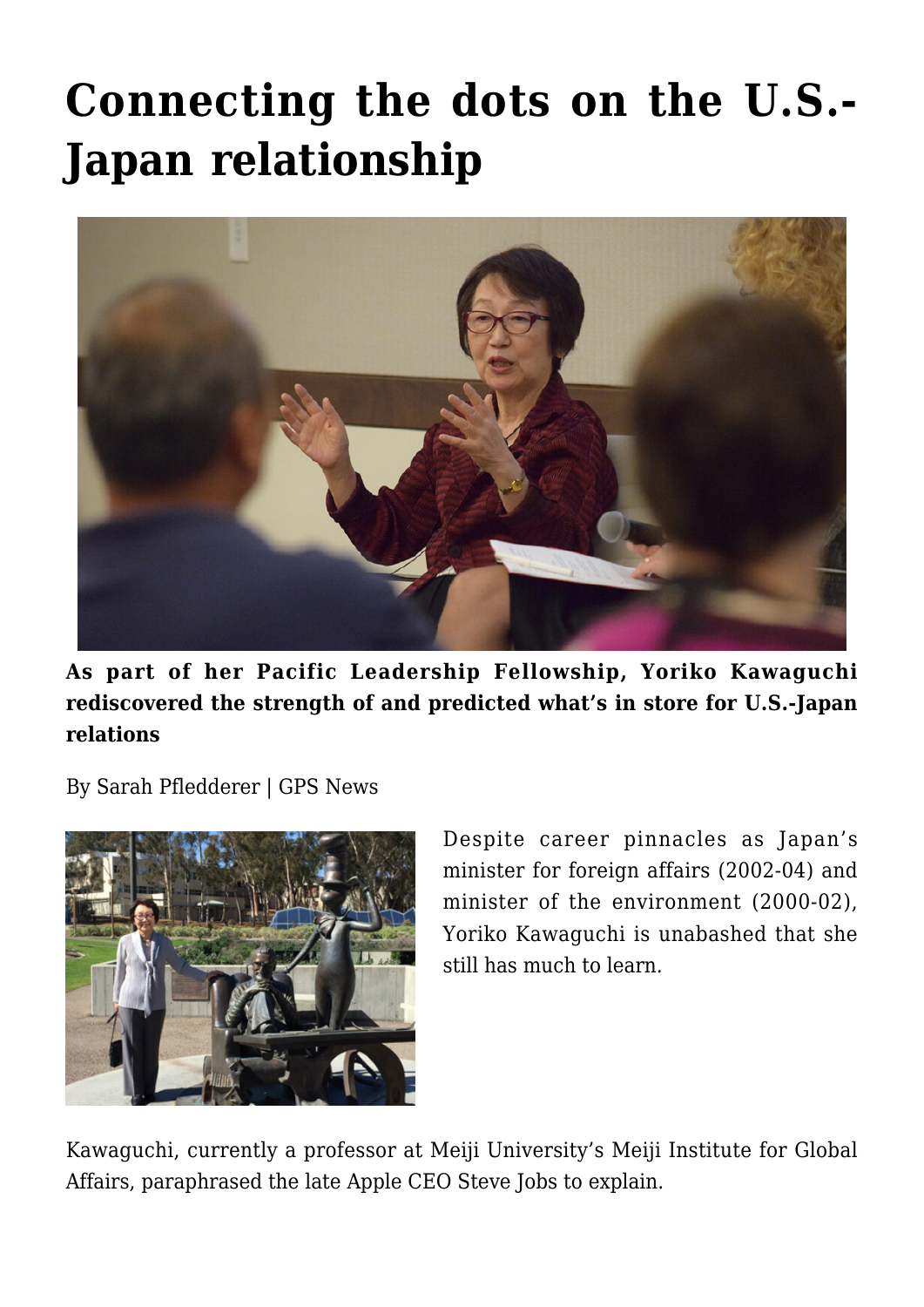# Connecting the dots on the U.S.-Japan relationship

**As part of her Pacific Leadership Fellowship, Yoriko Kawaguchi rediscovered the strength of and predicted what's in store for U.S.-Japan relations**

By Sarah Pfledderer | GPS News

Despite career pinnacles as Japan's minister for foreign affairs (2002-04) and minister of the environment (2000-02), Yoriko Kawaguchi is unabashed that she still has much to learn.

Kawaguchi, currently a professor at Meiji University's Meiji Institute for Global Affairs, paraphrased the late Apple CEO Steve Jobs to explain.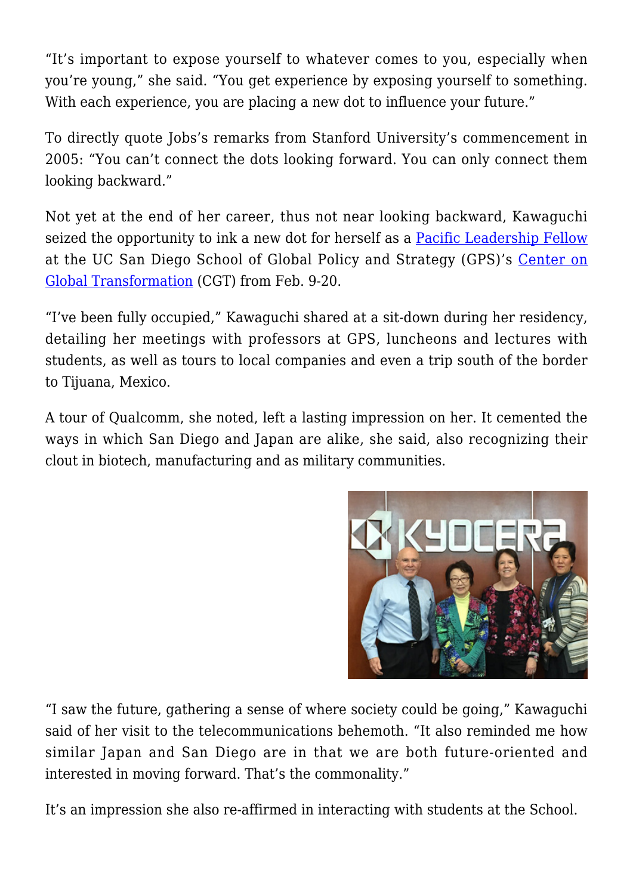"It's important to expose yourself to whatever comes to you, especially when you're young," she said. "You get experience by exposing yourself to something. With each experience, you are placing a new dot to influence your future."

To directly quote Jobs's remarks from Stanford University's commencement in 2005: "You can't connect the dots looking forward. You can only connect them looking backward."

Not yet at the end of her career, thus not near looking backward, Kawaguchi seized the opportunity to ink a new dot for herself as a Pacific Leadership Fellow at the UC San Diego School of Global Policy and Strategy (GPS)'s Center on Global Transformation (CGT) from Feb. 9-20.

"I've been fully occupied," Kawaguchi shared at a sit-down during her residency, detailing her meetings with professors at GPS, luncheons and lectures with students, as well as tours to local companies and even a trip south of the border to Tijuana, Mexico.

A tour of Qualcomm, she noted, left a lasting impression on her. It cemented the ways in which San Diego and Japan are alike, she said, also recognizing their clout in biotech, manufacturing and as military communities.

"I saw the future, gathering a sense of where society could be going," Kawaguchi said of her visit to the telecommunications behemoth. "It also reminded me how similar Japan and San Diego are in that we are both future-oriented and interested in moving forward. That's the commonality."

It's an impression she also re-affirmed in interacting with students at the School.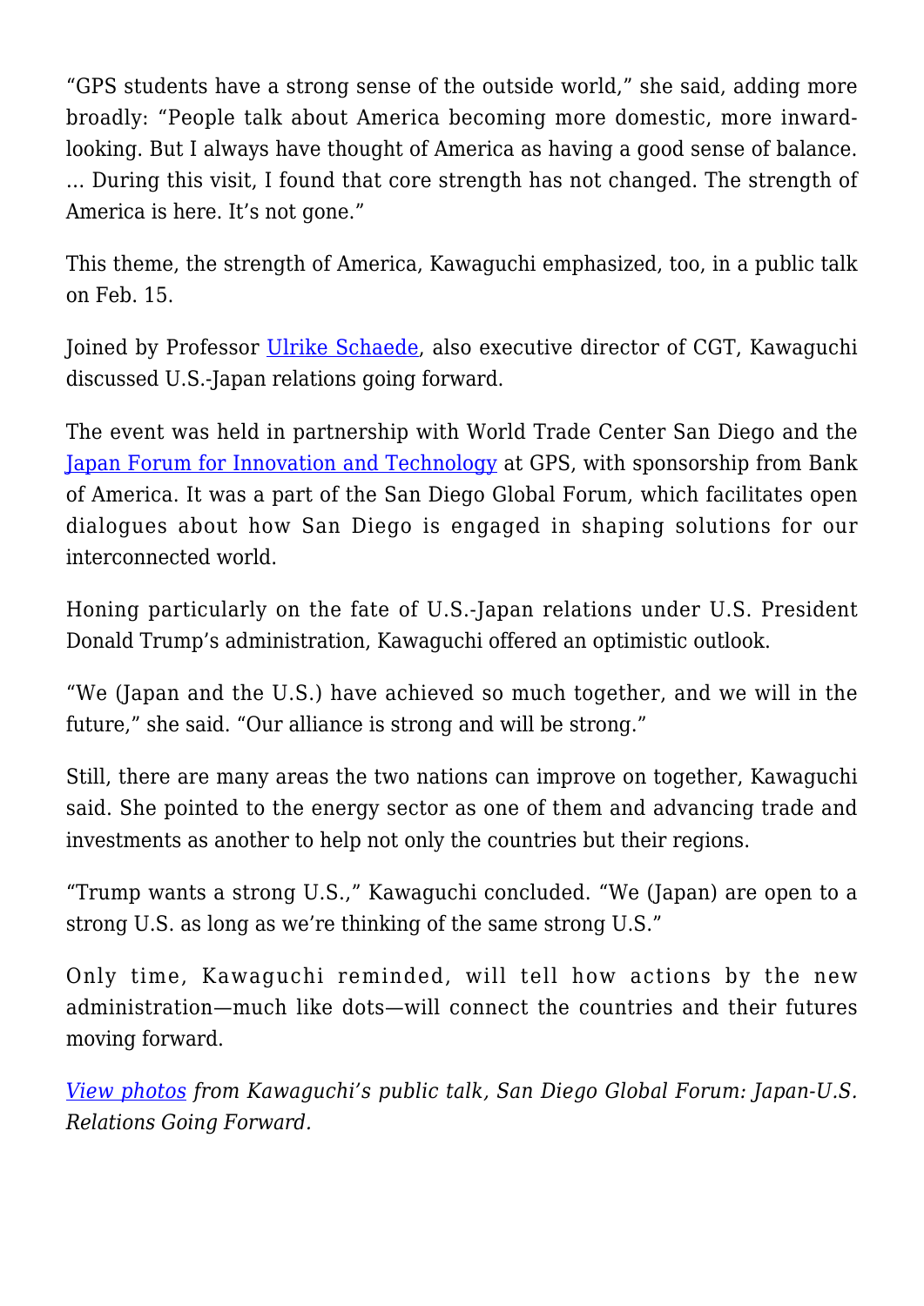"GPS students have a strong sense of the outside world," she said, adding more broadly: "People talk about America becoming more domestic, more inward-looking. But I always have thought of America as having a good sense of balance. … During this visit, I found that core strength has not changed. The strength of America is here. It's not gone."

This theme, the strength of America, Kawaguchi emphasized, too, in a public talk on Feb. 15.

Joined by Professor Ulrike Schaede, also executive director of CGT, Kawaguchi discussed U.S.-Japan relations going forward.

The event was held in partnership with World Trade Center San Diego and the Japan Forum for Innovation and Technology at GPS, with sponsorship from Bank of America. It was a part of the San Diego Global Forum, which facilitates open dialogues about how San Diego is engaged in shaping solutions for our interconnected world.

Honing particularly on the fate of U.S.-Japan relations under U.S. President Donald Trump's administration, Kawaguchi offered an optimistic outlook.

"We (Japan and the U.S.) have achieved so much together, and we will in the future," she said. "Our alliance is strong and will be strong."

Still, there are many areas the two nations can improve on together, Kawaguchi said. She pointed to the energy sector as one of them and advancing trade and investments as another to help not only the countries but their regions.

"Trump wants a strong U.S.," Kawaguchi concluded. "We (Japan) are open to a strong U.S. as long as we're thinking of the same strong U.S."

Only time, Kawaguchi reminded, will tell how actions by the new administration—much like dots—will connect the countries and their futures moving forward.

*View photos from Kawaguchi's public talk, San Diego Global Forum: Japan-U.S. Relations Going Forward.*